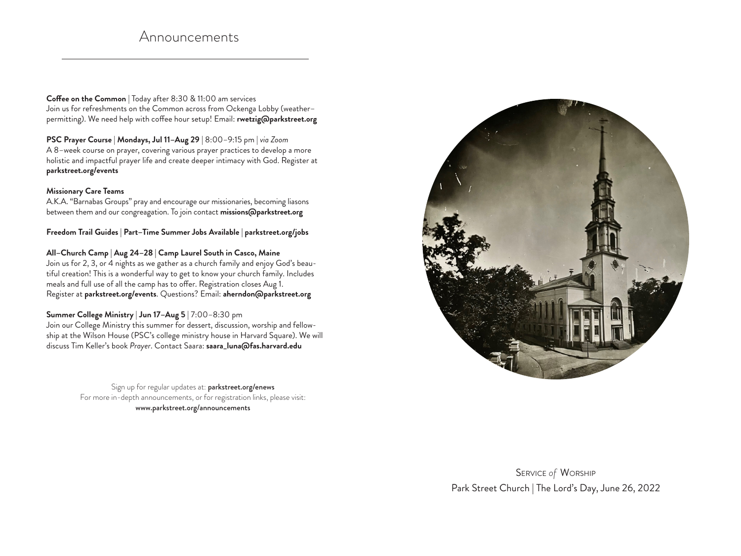# Announcements

**Coffee on the Common** | Today after 8:30 & 11:00 am services
Join us for refreshments on the Common across from Ockenga Lobby (weather–permitting). We need help with coffee hour setup! Email: **rwetzig@parkstreet.org**

**PSC Prayer Course** | **Mondays, Jul 11–Aug 29** | 8:00–9:15 pm | *via Zoom*
A 8–week course on prayer, covering various prayer practices to develop a more holistic and impactful prayer life and create deeper intimacy with God. Register at **parkstreet.org/events**

**Missionary Care Teams**
A.K.A. "Barnabas Groups" pray and encourage our missionaries, becoming liasons between them and our congreagation. To join contact **missions@parkstreet.org**

**Freedom Trail Guides** | **Part–Time Summer Jobs Available** | **parkstreet.org/jobs**

**All–Church Camp** | **Aug 24–28** | **Camp Laurel South in Casco, Maine**
Join us for 2, 3, or 4 nights as we gather as a church family and enjoy God's beautiful creation! This is a wonderful way to get to know your church family. Includes meals and full use of all the camp has to offer. Registration closes Aug 1.
Register at **parkstreet.org/events**. Questions? Email: **aherndon@parkstreet.org**

**Summer College Ministry** | **Jun 17–Aug 5** | 7:00–8:30 pm
Join our College Ministry this summer for dessert, discussion, worship and fellowship at the Wilson House (PSC's college ministry house in Harvard Square). We will discuss Tim Keller's book *Prayer*. Contact Saara: **saara_luna@fas.harvard.edu**

Sign up for regular updates at: **parkstreet.org/enews**
For more in-depth announcements, or for registration links, please visit:
**www.parkstreet.org/announcements**

SERVICE *of* WORSHIP
Park Street Church | The Lord's Day, June 26, 2022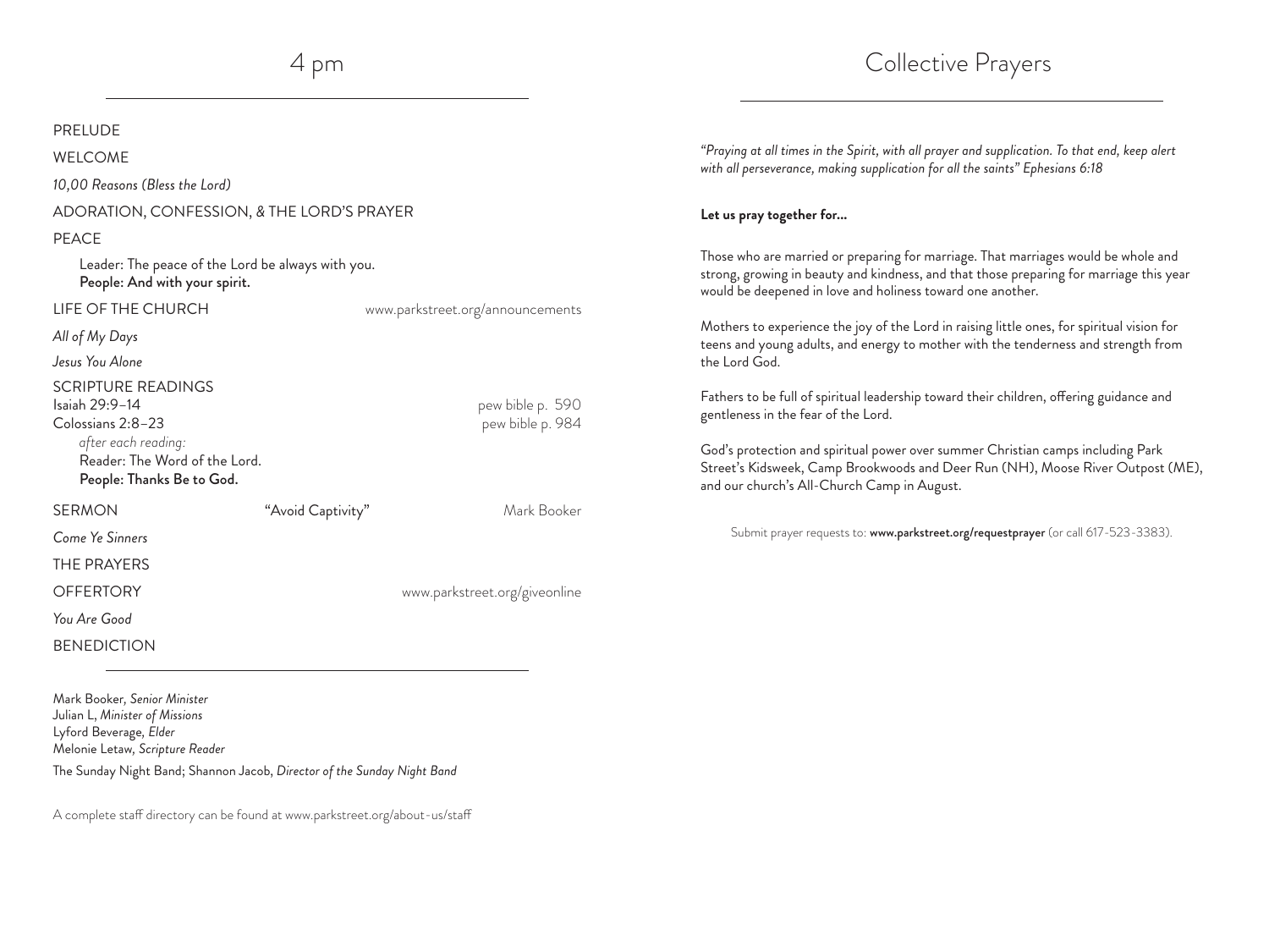# 4 pm

PRELUDE

WELCOME

*10,00 Reasons (Bless the Lord)*

ADORATION, CONFESSION, & THE LORD'S PRAYER

PEACE

Leader: The peace of the Lord be always with you.
**People: And with your spirit.**

LIFE OF THE CHURCH — www.parkstreet.org/announcements

*All of My Days*

*Jesus You Alone*

SCRIPTURE READINGS

Isaiah 29:9–14 — pew bible p. 590
Colossians 2:8–23 — pew bible p. 984

*after each reading:*
Reader: The Word of the Lord.
**People: Thanks Be to God.**

SERMON — "Avoid Captivity" — Mark Booker

*Come Ye Sinners*

THE PRAYERS

OFFERTORY — www.parkstreet.org/giveonline

*You Are Good*

BENEDICTION

---

Mark Booker, *Senior Minister*
Julian L, *Minister of Missions*
Lyford Beverage, *Elder*
Melonie Letaw, *Scripture Reader*

The Sunday Night Band; Shannon Jacob, *Director of the Sunday Night Band*

A complete staff directory can be found at www.parkstreet.org/about-us/staff

# Collective Prayers

*"Praying at all times in the Spirit, with all prayer and supplication. To that end, keep alert with all perseverance, making supplication for all the saints" Ephesians 6:18*

**Let us pray together for...**

Those who are married or preparing for marriage. That marriages would be whole and strong, growing in beauty and kindness, and that those preparing for marriage this year would be deepened in love and holiness toward one another.

Mothers to experience the joy of the Lord in raising little ones, for spiritual vision for teens and young adults, and energy to mother with the tenderness and strength from the Lord God.

Fathers to be full of spiritual leadership toward their children, offering guidance and gentleness in the fear of the Lord.

God's protection and spiritual power over summer Christian camps including Park Street's Kidsweek, Camp Brookwoods and Deer Run (NH), Moose River Outpost (ME), and our church's All-Church Camp in August.

Submit prayer requests to: **www.parkstreet.org/requestprayer** (or call 617-523-3383).